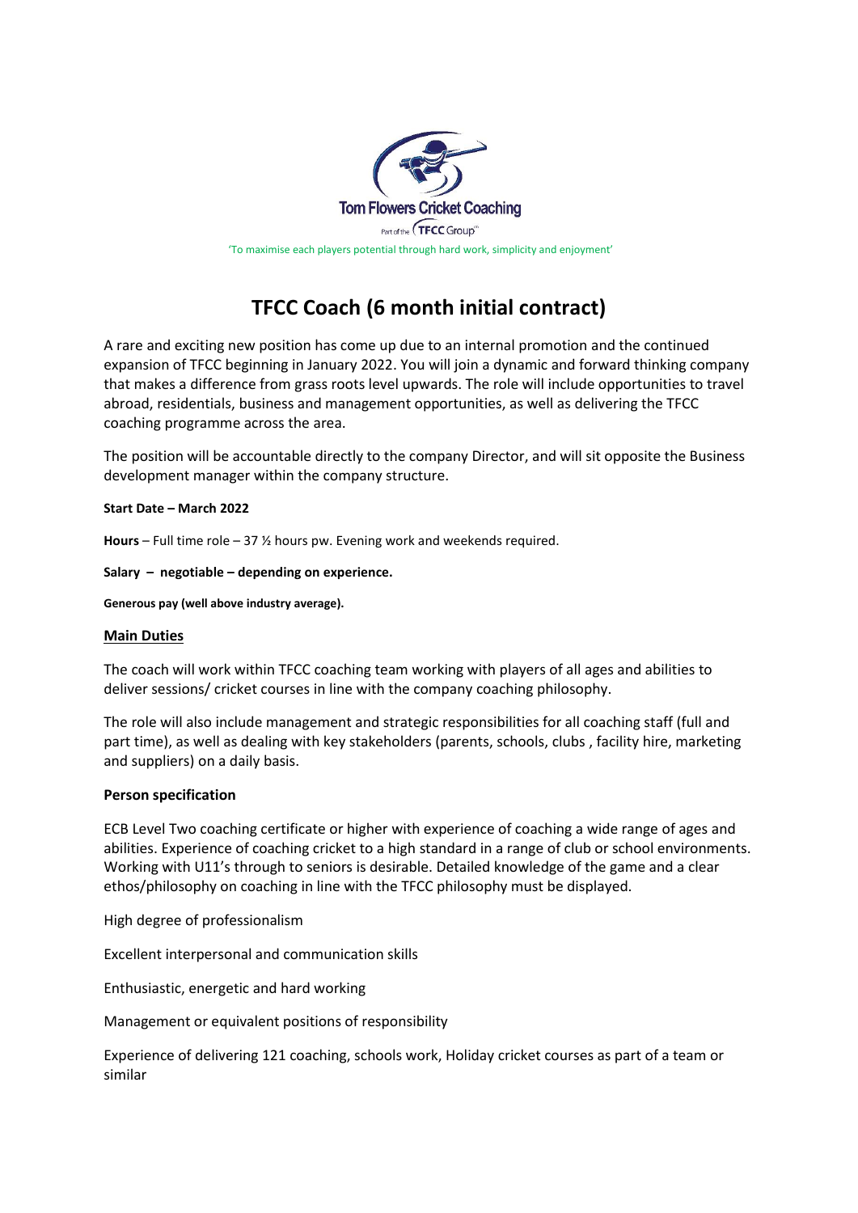Tom Flowers Cricket Coaching

Part of the TFCC Group

'To maximise each players potential through hard work, simplicity and enjoyment'

# TFCC Coach (6 month initial contract)

A rare and exciting new position has come up due to an internal promotion and the continued expansion of TFCC beginning in January 2022. You will join a dynamic and forward thinking company that makes a difference from grass roots level upwards. The role will include opportunities to travel abroad, residentials, business and management opportunities, as well as delivering the TFCC coaching programme across the area.

The position will be accountable directly to the company Director, and will sit opposite the Business development manager within the company structure.

**Start Date – March 2022**

**Hours** – Full time role – 37 ½ hours pw. Evening work and weekends required.

**Salary – negotiable – depending on experience.**

**Generous pay (well above industry average).**

## Main Duties

The coach will work within TFCC coaching team working with players of all ages and abilities to deliver sessions/ cricket courses in line with the company coaching philosophy.

The role will also include management and strategic responsibilities for all coaching staff (full and part time), as well as dealing with key stakeholders (parents, schools, clubs , facility hire, marketing and suppliers) on a daily basis.

### Person specification

ECB Level Two coaching certificate or higher with experience of coaching a wide range of ages and abilities. Experience of coaching cricket to a high standard in a range of club or school environments. Working with U11's through to seniors is desirable. Detailed knowledge of the game and a clear ethos/philosophy on coaching in line with the TFCC philosophy must be displayed.

High degree of professionalism

Excellent interpersonal and communication skills

Enthusiastic, energetic and hard working

Management or equivalent positions of responsibility

Experience of delivering 121 coaching, schools work, Holiday cricket courses as part of a team or similar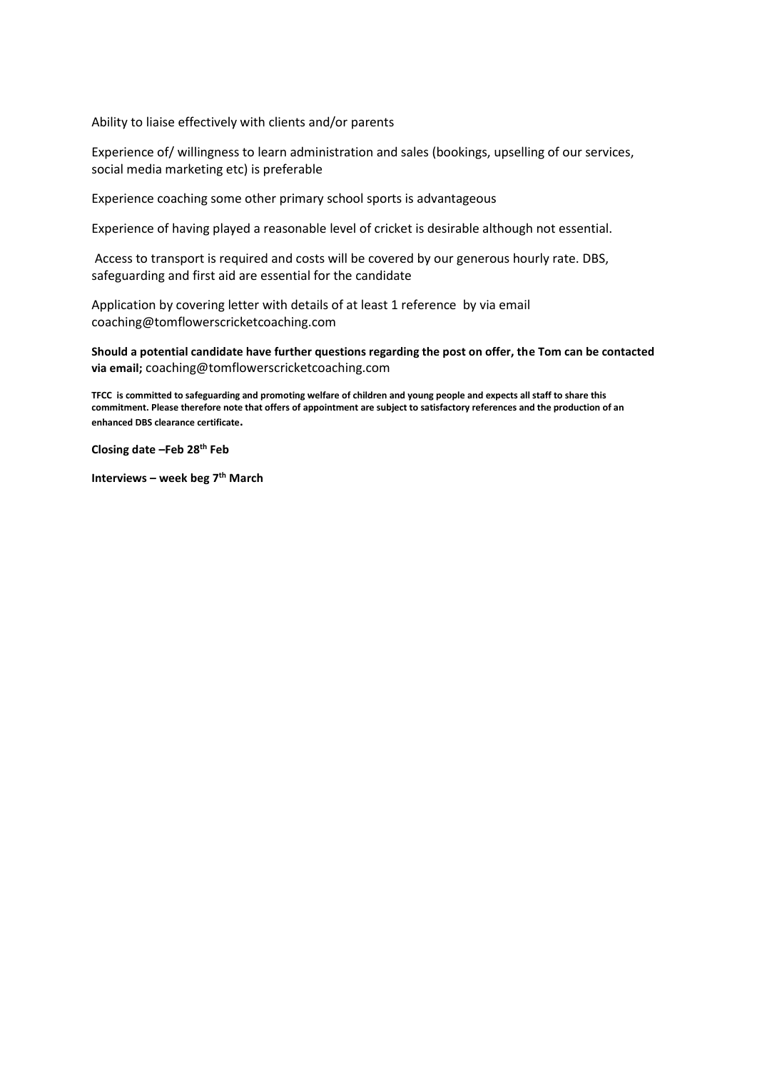Ability to liaise effectively with clients and/or parents

Experience of/ willingness to learn administration and sales (bookings, upselling of our services, social media marketing etc) is preferable

Experience coaching some other primary school sports is advantageous

Experience of having played a reasonable level of cricket is desirable although not essential.

Access to transport is required and costs will be covered by our generous hourly rate. DBS, safeguarding and first aid are essential for the candidate

Application by covering letter with details of at least 1 reference by via email coaching@tomflowerscricketcoaching.com

**Should a potential candidate have further questions regarding the post on offer, the Tom can be contacted via email;** coaching@tomflowerscricketcoaching.com

**TFCC is committed to safeguarding and promoting welfare of children and young people and expects all staff to share this commitment. Please therefore note that offers of appointment are subject to satisfactory references and the production of an enhanced DBS clearance certificate.**

**Closing date –Feb 28th Feb**

**Interviews – week beg 7th March**